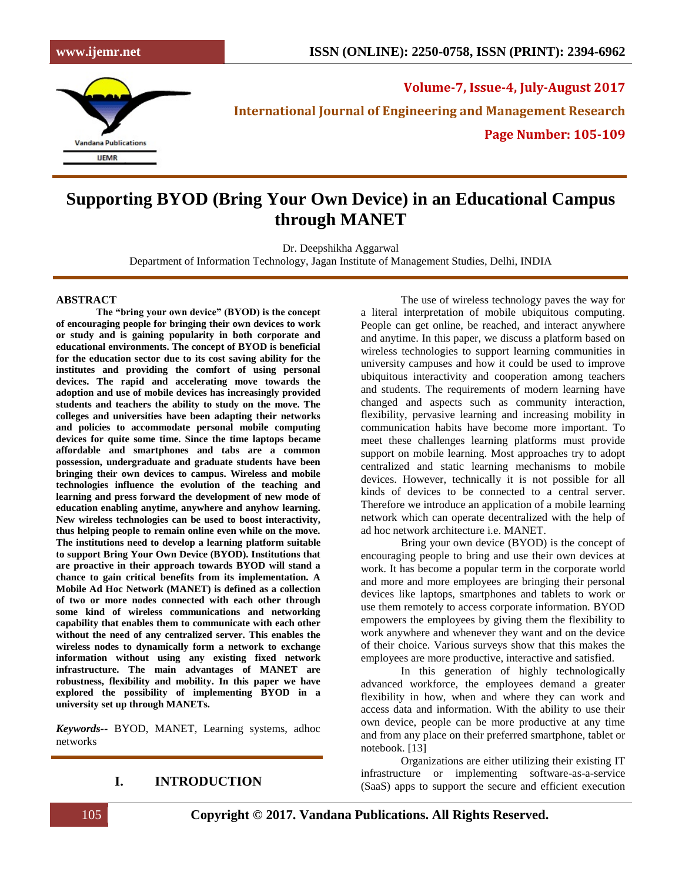# Supporting BYOD (Bring Your Own Device) in an Educational Campus through MANET

Dr. Deepshikha Aggarwal

Department of Information Technology, Jagan Institute of Management Studies, Delhi, INDIA

## ABSTRACT

**The "bring your own device" (BYOD) is the concept of encouraging people for bringing their own devices to work or study and is gaining popularity in both corporate and educational environments. The concept of BYOD is beneficial for the education sector due to its cost saving ability for the institutes and providing the comfort of using personal devices. The rapid and accelerating move towards the adoption and use of mobile devices has increasingly provided students and teachers the ability to study on the move. The colleges and universities have been adapting their networks and policies to accommodate personal mobile computing devices for quite some time. Since the time laptops became affordable and smartphones and tabs are a common possession, undergraduate and graduate students have been bringing their own devices to campus. Wireless and mobile technologies influence the evolution of the teaching and learning and press forward the development of new mode of education enabling anytime, anywhere and anyhow learning. New wireless technologies can be used to boost interactivity, thus helping people to remain online even while on the move. The institutions need to develop a learning platform suitable to support Bring Your Own Device (BYOD). Institutions that are proactive in their approach towards BYOD will stand a chance to gain critical benefits from its implementation. A Mobile Ad Hoc Network (MANET) is defined as a collection of two or more nodes connected with each other through some kind of wireless communications and networking capability that enables them to communicate with each other without the need of any centralized server. This enables the wireless nodes to dynamically form a network to exchange information without using any existing fixed network infrastructure. The main advantages of MANET are robustness, flexibility and mobility. In this paper we have explored the possibility of implementing BYOD in a university set up through MANETs.**

***Keywords--*** BYOD, MANET, Learning systems, adhoc networks

## I. INTRODUCTION

The use of wireless technology paves the way for a literal interpretation of mobile ubiquitous computing. People can get online, be reached, and interact anywhere and anytime. In this paper, we discuss a platform based on wireless technologies to support learning communities in university campuses and how it could be used to improve ubiquitous interactivity and cooperation among teachers and students. The requirements of modern learning have changed and aspects such as community interaction, flexibility, pervasive learning and increasing mobility in communication habits have become more important. To meet these challenges learning platforms must provide support on mobile learning. Most approaches try to adopt centralized and static learning mechanisms to mobile devices. However, technically it is not possible for all kinds of devices to be connected to a central server. Therefore we introduce an application of a mobile learning network which can operate decentralized with the help of ad hoc network architecture i.e. MANET.

Bring your own device (BYOD) is the concept of encouraging people to bring and use their own devices at work. It has become a popular term in the corporate world and more and more employees are bringing their personal devices like laptops, smartphones and tablets to work or use them remotely to access corporate information. BYOD empowers the employees by giving them the flexibility to work anywhere and whenever they want and on the device of their choice. Various surveys show that this makes the employees are more productive, interactive and satisfied.

In this generation of highly technologically advanced workforce, the employees demand a greater flexibility in how, when and where they can work and access data and information. With the ability to use their own device, people can be more productive at any time and from any place on their preferred smartphone, tablet or notebook. [13]

Organizations are either utilizing their existing IT infrastructure or implementing software-as-a-service (SaaS) apps to support the secure and efficient execution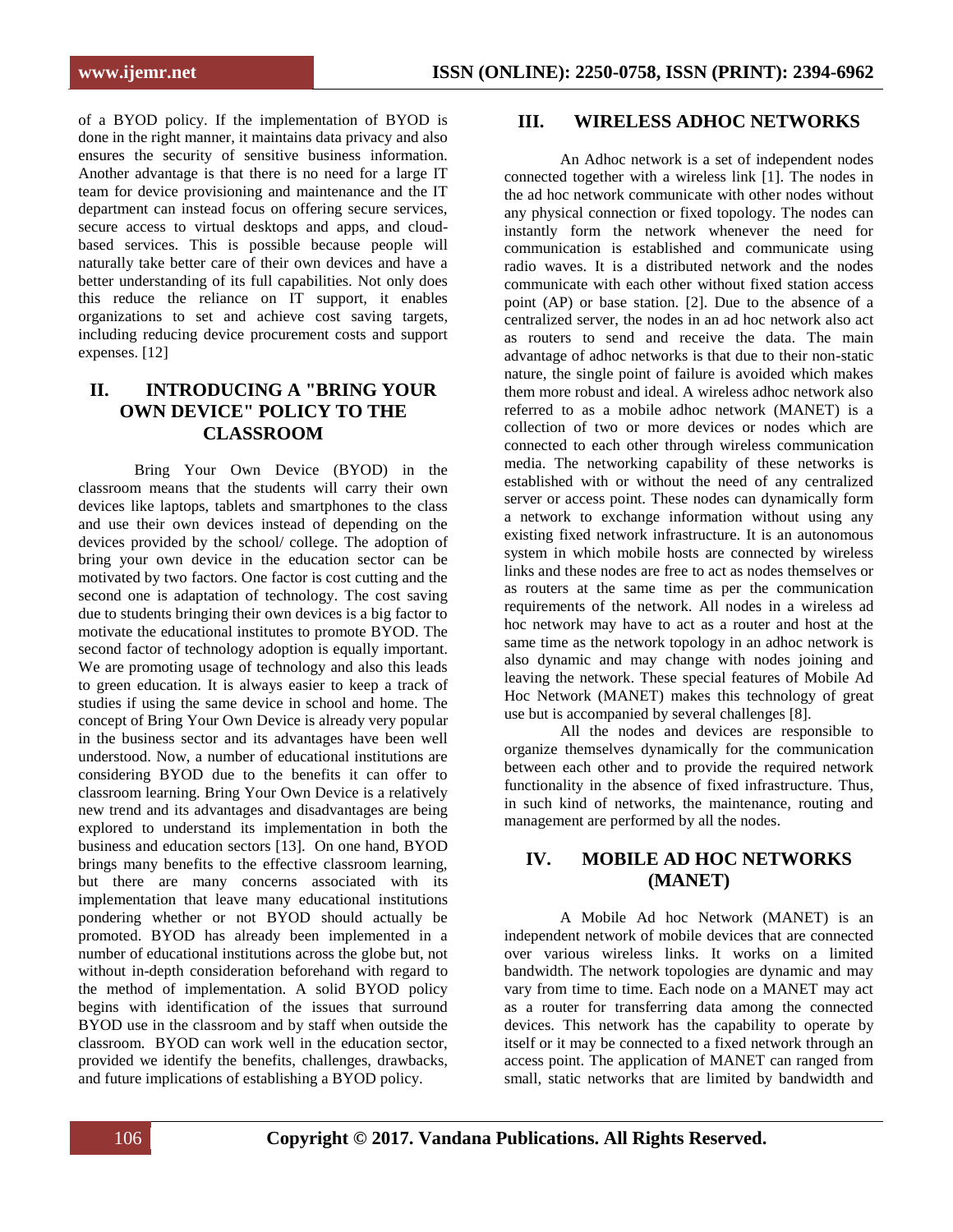of a BYOD policy. If the implementation of BYOD is done in the right manner, it maintains data privacy and also ensures the security of sensitive business information. Another advantage is that there is no need for a large IT team for device provisioning and maintenance and the IT department can instead focus on offering secure services, secure access to virtual desktops and apps, and cloud-based services. This is possible because people will naturally take better care of their own devices and have a better understanding of its full capabilities. Not only does this reduce the reliance on IT support, it enables organizations to set and achieve cost saving targets, including reducing device procurement costs and support expenses. [12]

## II. INTRODUCING A "BRING YOUR OWN DEVICE" POLICY TO THE CLASSROOM

Bring Your Own Device (BYOD) in the classroom means that the students will carry their own devices like laptops, tablets and smartphones to the class and use their own devices instead of depending on the devices provided by the school/ college. The adoption of bring your own device in the education sector can be motivated by two factors. One factor is cost cutting and the second one is adaptation of technology. The cost saving due to students bringing their own devices is a big factor to motivate the educational institutes to promote BYOD. The second factor of technology adoption is equally important. We are promoting usage of technology and also this leads to green education. It is always easier to keep a track of studies if using the same device in school and home. The concept of Bring Your Own Device is already very popular in the business sector and its advantages have been well understood. Now, a number of educational institutions are considering BYOD due to the benefits it can offer to classroom learning. Bring Your Own Device is a relatively new trend and its advantages and disadvantages are being explored to understand its implementation in both the business and education sectors [13]. On one hand, BYOD brings many benefits to the effective classroom learning, but there are many concerns associated with its implementation that leave many educational institutions pondering whether or not BYOD should actually be promoted. BYOD has already been implemented in a number of educational institutions across the globe but, not without in-depth consideration beforehand with regard to the method of implementation. A solid BYOD policy begins with identification of the issues that surround BYOD use in the classroom and by staff when outside the classroom. BYOD can work well in the education sector, provided we identify the benefits, challenges, drawbacks, and future implications of establishing a BYOD policy.

## III. WIRELESS ADHOC NETWORKS

An Adhoc network is a set of independent nodes connected together with a wireless link [1]. The nodes in the ad hoc network communicate with other nodes without any physical connection or fixed topology. The nodes can instantly form the network whenever the need for communication is established and communicate using radio waves. It is a distributed network and the nodes communicate with each other without fixed station access point (AP) or base station. [2]. Due to the absence of a centralized server, the nodes in an ad hoc network also act as routers to send and receive the data. The main advantage of adhoc networks is that due to their non-static nature, the single point of failure is avoided which makes them more robust and ideal. A wireless adhoc network also referred to as a mobile adhoc network (MANET) is a collection of two or more devices or nodes which are connected to each other through wireless communication media. The networking capability of these networks is established with or without the need of any centralized server or access point. These nodes can dynamically form a network to exchange information without using any existing fixed network infrastructure. It is an autonomous system in which mobile hosts are connected by wireless links and these nodes are free to act as nodes themselves or as routers at the same time as per the communication requirements of the network. All nodes in a wireless ad hoc network may have to act as a router and host at the same time as the network topology in an adhoc network is also dynamic and may change with nodes joining and leaving the network. These special features of Mobile Ad Hoc Network (MANET) makes this technology of great use but is accompanied by several challenges [8].

All the nodes and devices are responsible to organize themselves dynamically for the communication between each other and to provide the required network functionality in the absence of fixed infrastructure. Thus, in such kind of networks, the maintenance, routing and management are performed by all the nodes.

## IV. MOBILE AD HOC NETWORKS (MANET)

A Mobile Ad hoc Network (MANET) is an independent network of mobile devices that are connected over various wireless links. It works on a limited bandwidth. The network topologies are dynamic and may vary from time to time. Each node on a MANET may act as a router for transferring data among the connected devices. This network has the capability to operate by itself or it may be connected to a fixed network through an access point. The application of MANET can ranged from small, static networks that are limited by bandwidth and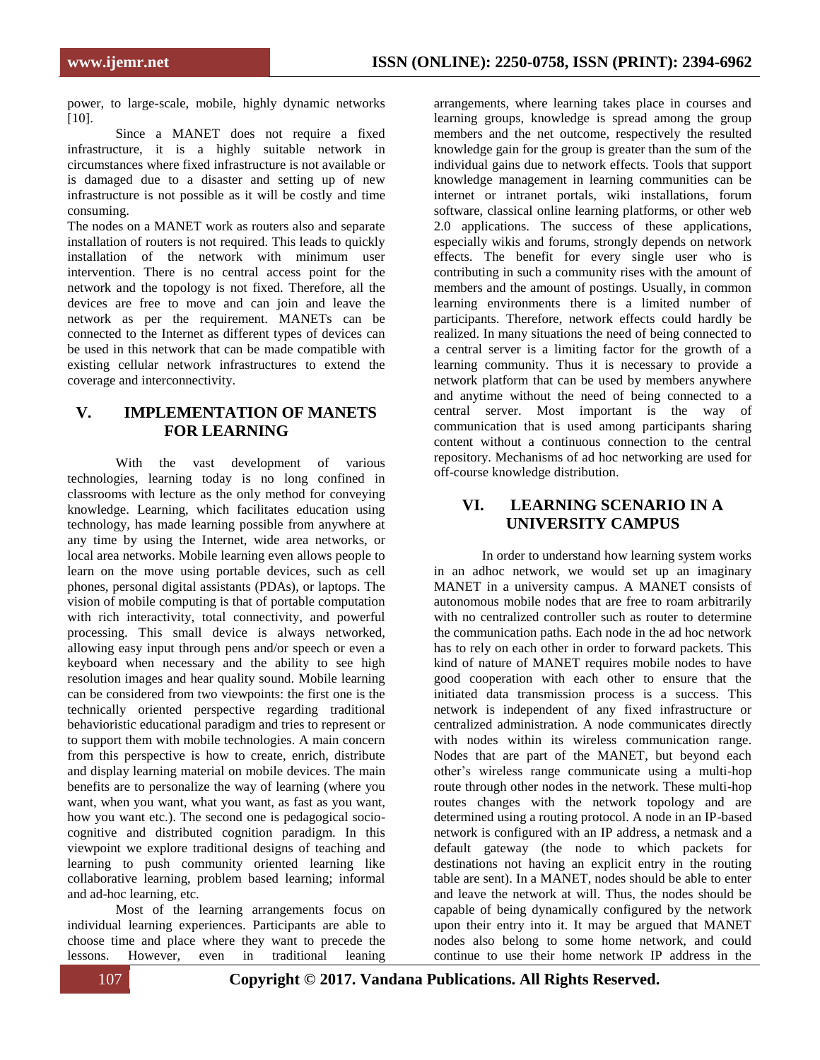power, to large-scale, mobile, highly dynamic networks [10].

Since a MANET does not require a fixed infrastructure, it is a highly suitable network in circumstances where fixed infrastructure is not available or is damaged due to a disaster and setting up of new infrastructure is not possible as it will be costly and time consuming.

The nodes on a MANET work as routers also and separate installation of routers is not required. This leads to quickly installation of the network with minimum user intervention. There is no central access point for the network and the topology is not fixed. Therefore, all the devices are free to move and can join and leave the network as per the requirement. MANETs can be connected to the Internet as different types of devices can be used in this network that can be made compatible with existing cellular network infrastructures to extend the coverage and interconnectivity.

## V. IMPLEMENTATION OF MANETS FOR LEARNING

With the vast development of various technologies, learning today is no long confined in classrooms with lecture as the only method for conveying knowledge. Learning, which facilitates education using technology, has made learning possible from anywhere at any time by using the Internet, wide area networks, or local area networks. Mobile learning even allows people to learn on the move using portable devices, such as cell phones, personal digital assistants (PDAs), or laptops. The vision of mobile computing is that of portable computation with rich interactivity, total connectivity, and powerful processing. This small device is always networked, allowing easy input through pens and/or speech or even a keyboard when necessary and the ability to see high resolution images and hear quality sound. Mobile learning can be considered from two viewpoints: the first one is the technically oriented perspective regarding traditional behavioristic educational paradigm and tries to represent or to support them with mobile technologies. A main concern from this perspective is how to create, enrich, distribute and display learning material on mobile devices. The main benefits are to personalize the way of learning (where you want, when you want, what you want, as fast as you want, how you want etc.). The second one is pedagogical socio-cognitive and distributed cognition paradigm. In this viewpoint we explore traditional designs of teaching and learning to push community oriented learning like collaborative learning, problem based learning; informal and ad-hoc learning, etc.

Most of the learning arrangements focus on individual learning experiences. Participants are able to choose time and place where they want to precede the lessons. However, even in traditional leaning arrangements, where learning takes place in courses and learning groups, knowledge is spread among the group members and the net outcome, respectively the resulted knowledge gain for the group is greater than the sum of the individual gains due to network effects. Tools that support knowledge management in learning communities can be internet or intranet portals, wiki installations, forum software, classical online learning platforms, or other web 2.0 applications. The success of these applications, especially wikis and forums, strongly depends on network effects. The benefit for every single user who is contributing in such a community rises with the amount of members and the amount of postings. Usually, in common learning environments there is a limited number of participants. Therefore, network effects could hardly be realized. In many situations the need of being connected to a central server is a limiting factor for the growth of a learning community. Thus it is necessary to provide a network platform that can be used by members anywhere and anytime without the need of being connected to a central server. Most important is the way of communication that is used among participants sharing content without a continuous connection to the central repository. Mechanisms of ad hoc networking are used for off-course knowledge distribution.

## VI. LEARNING SCENARIO IN A UNIVERSITY CAMPUS

In order to understand how learning system works in an adhoc network, we would set up an imaginary MANET in a university campus. A MANET consists of autonomous mobile nodes that are free to roam arbitrarily with no centralized controller such as router to determine the communication paths. Each node in the ad hoc network has to rely on each other in order to forward packets. This kind of nature of MANET requires mobile nodes to have good cooperation with each other to ensure that the initiated data transmission process is a success. This network is independent of any fixed infrastructure or centralized administration. A node communicates directly with nodes within its wireless communication range. Nodes that are part of the MANET, but beyond each other's wireless range communicate using a multi-hop route through other nodes in the network. These multi-hop routes changes with the network topology and are determined using a routing protocol. A node in an IP-based network is configured with an IP address, a netmask and a default gateway (the node to which packets for destinations not having an explicit entry in the routing table are sent). In a MANET, nodes should be able to enter and leave the network at will. Thus, the nodes should be capable of being dynamically configured by the network upon their entry into it. It may be argued that MANET nodes also belong to some home network, and could continue to use their home network IP address in the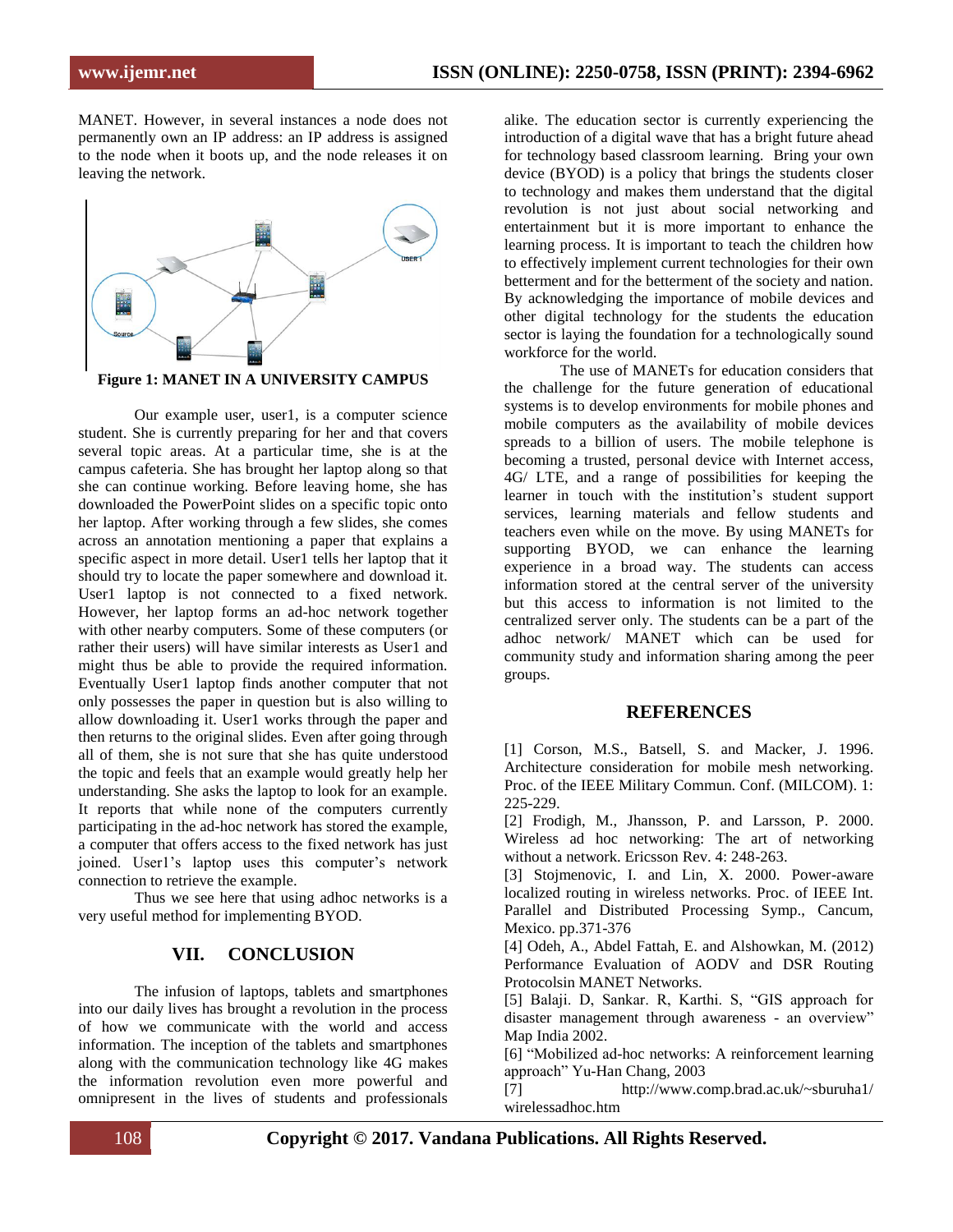MANET. However, in several instances a node does not permanently own an IP address: an IP address is assigned to the node when it boots up, and the node releases it on leaving the network.

**Figure 1: MANET IN A UNIVERSITY CAMPUS**

Our example user, user1, is a computer science student. She is currently preparing for her and that covers several topic areas. At a particular time, she is at the campus cafeteria. She has brought her laptop along so that she can continue working. Before leaving home, she has downloaded the PowerPoint slides on a specific topic onto her laptop. After working through a few slides, she comes across an annotation mentioning a paper that explains a specific aspect in more detail. User1 tells her laptop that it should try to locate the paper somewhere and download it. User1 laptop is not connected to a fixed network. However, her laptop forms an ad-hoc network together with other nearby computers. Some of these computers (or rather their users) will have similar interests as User1 and might thus be able to provide the required information. Eventually User1 laptop finds another computer that not only possesses the paper in question but is also willing to allow downloading it. User1 works through the paper and then returns to the original slides. Even after going through all of them, she is not sure that she has quite understood the topic and feels that an example would greatly help her understanding. She asks the laptop to look for an example. It reports that while none of the computers currently participating in the ad-hoc network has stored the example, a computer that offers access to the fixed network has just joined. User1's laptop uses this computer's network connection to retrieve the example.

Thus we see here that using adhoc networks is a very useful method for implementing BYOD.

## VII. CONCLUSION

The infusion of laptops, tablets and smartphones into our daily lives has brought a revolution in the process of how we communicate with the world and access information. The inception of the tablets and smartphones along with the communication technology like 4G makes the information revolution even more powerful and omnipresent in the lives of students and professionals alike. The education sector is currently experiencing the introduction of a digital wave that has a bright future ahead for technology based classroom learning. Bring your own device (BYOD) is a policy that brings the students closer to technology and makes them understand that the digital revolution is not just about social networking and entertainment but it is more important to enhance the learning process. It is important to teach the children how to effectively implement current technologies for their own betterment and for the betterment of the society and nation. By acknowledging the importance of mobile devices and other digital technology for the students the education sector is laying the foundation for a technologically sound workforce for the world.

The use of MANETs for education considers that the challenge for the future generation of educational systems is to develop environments for mobile phones and mobile computers as the availability of mobile devices spreads to a billion of users. The mobile telephone is becoming a trusted, personal device with Internet access, 4G/ LTE, and a range of possibilities for keeping the learner in touch with the institution's student support services, learning materials and fellow students and teachers even while on the move. By using MANETs for supporting BYOD, we can enhance the learning experience in a broad way. The students can access information stored at the central server of the university but this access to information is not limited to the centralized server only. The students can be a part of the adhoc network/ MANET which can be used for community study and information sharing among the peer groups.

## REFERENCES

[1] Corson, M.S., Batsell, S. and Macker, J. 1996. Architecture consideration for mobile mesh networking. Proc. of the IEEE Military Commun. Conf. (MILCOM). 1: 225-229.

[2] Frodigh, M., Jhansson, P. and Larsson, P. 2000. Wireless ad hoc networking: The art of networking without a network. Ericsson Rev. 4: 248-263.

[3] Stojmenovic, I. and Lin, X. 2000. Power-aware localized routing in wireless networks. Proc. of IEEE Int. Parallel and Distributed Processing Symp., Cancum, Mexico. pp.371-376

[4] Odeh, A., Abdel Fattah, E. and Alshowkan, M. (2012) Performance Evaluation of AODV and DSR Routing Protocolsin MANET Networks.

[5] Balaji. D, Sankar. R, Karthi. S, "GIS approach for disaster management through awareness - an overview" Map India 2002.

[6] "Mobilized ad-hoc networks: A reinforcement learning approach" Yu-Han Chang, 2003

[7] http://www.comp.brad.ac.uk/~sburuha1/wirelessadhoc.htm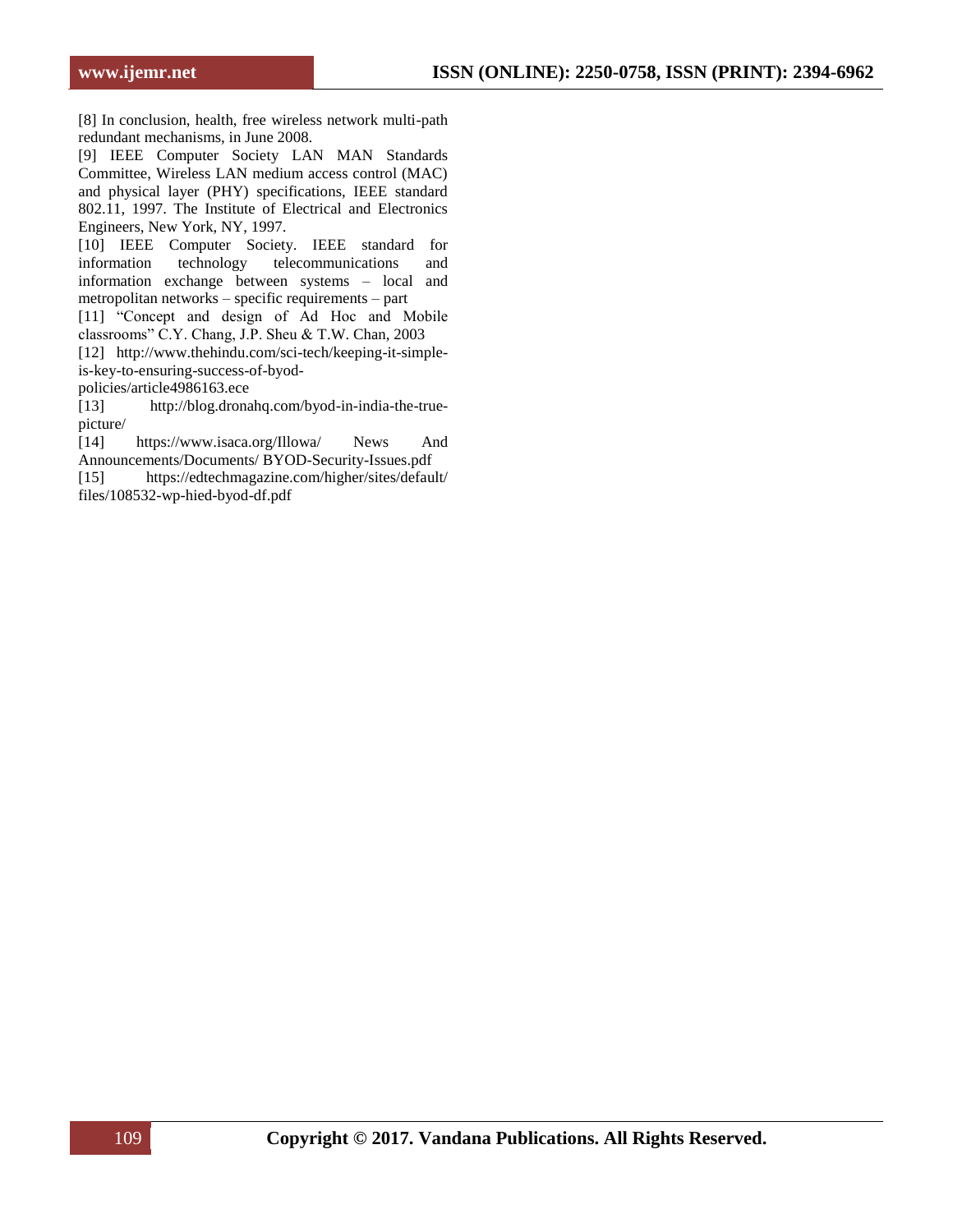[8] In conclusion, health, free wireless network multi-path redundant mechanisms, in June 2008.

[9] IEEE Computer Society LAN MAN Standards Committee, Wireless LAN medium access control (MAC) and physical layer (PHY) specifications, IEEE standard 802.11, 1997. The Institute of Electrical and Electronics Engineers, New York, NY, 1997.

[10] IEEE Computer Society. IEEE standard for information technology telecommunications and information exchange between systems – local and metropolitan networks – specific requirements – part

[11] "Concept and design of Ad Hoc and Mobile classrooms" C.Y. Chang, J.P. Sheu & T.W. Chan, 2003

[12] http://www.thehindu.com/sci-tech/keeping-it-simple-is-key-to-ensuring-success-of-byod-policies/article4986163.ece

[13] http://blog.dronahq.com/byod-in-india-the-true-picture/

[14] https://www.isaca.org/Illowa/ News And Announcements/Documents/ BYOD-Security-Issues.pdf

[15] https://edtechmagazine.com/higher/sites/default/ files/108532-wp-hied-byod-df.pdf